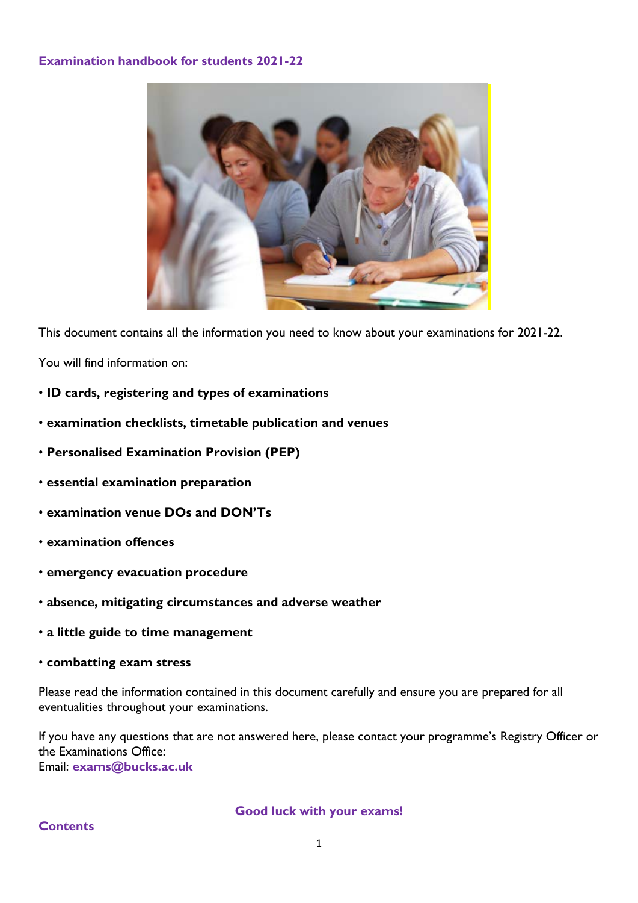# Examination handbook for students 2021-22

This document contains all the information you need to know about your examinations for 2021-22.

You will find information on:

- **ID cards, registering and types of examinations**
- **examination checklists, timetable publication and venues**
- **Personalised Examination Provision (PEP)**
- **essential examination preparation**
- **examination venue DOs and DON'Ts**
- **examination offences**
- **emergency evacuation procedure**
- **absence, mitigating circumstances and adverse weather**
- **a little guide to time management**
- **combatting exam stress**

Please read the information contained in this document carefully and ensure you are prepared for all eventualities throughout your examinations.

If you have any questions that are not answered here, please contact your programme's Registry Officer or the Examinations Office:
Email: **exams@bucks.ac.uk**

**Good luck with your exams!**

## Contents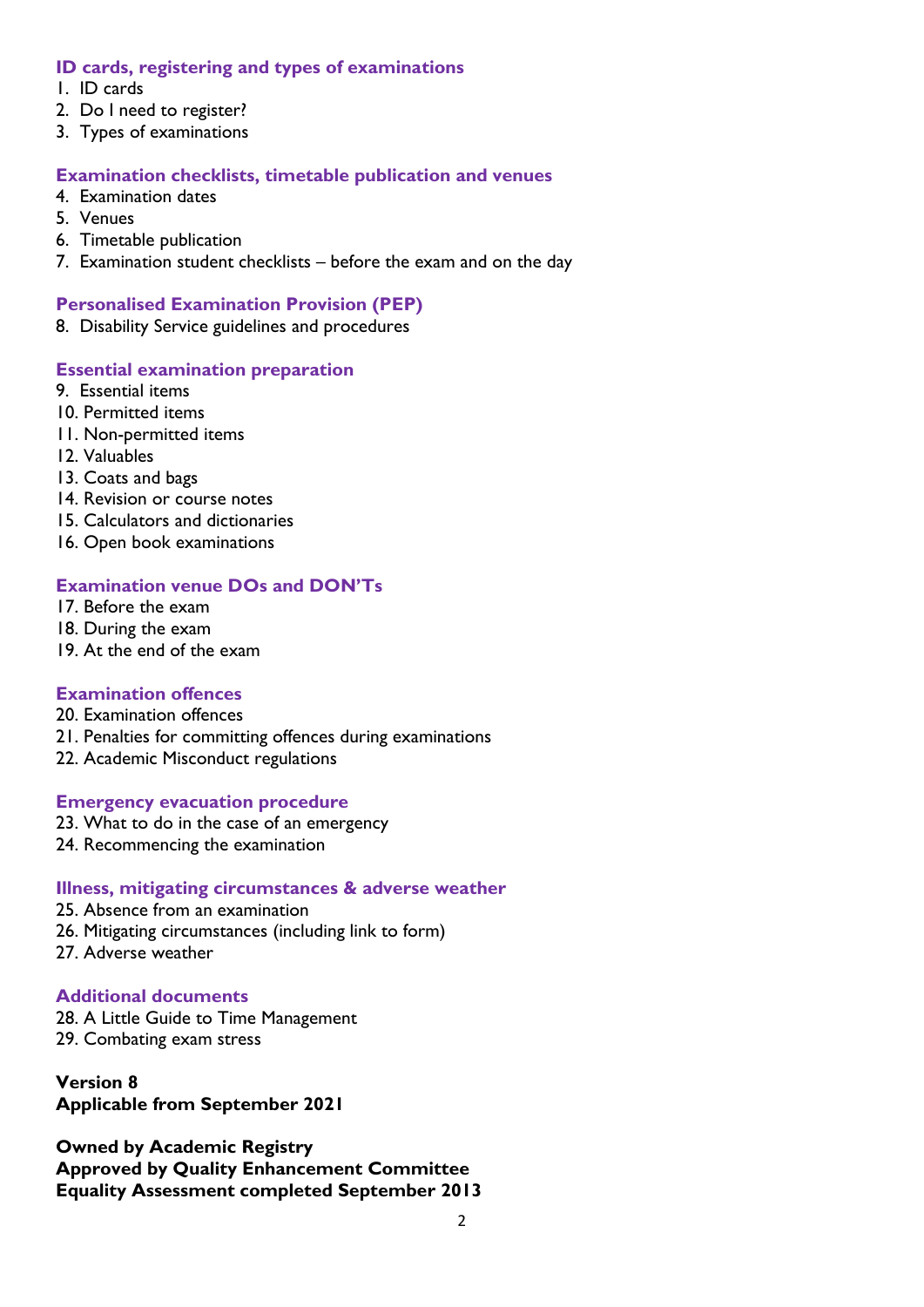### ID cards, registering and types of examinations

1. ID cards
2. Do I need to register?
3. Types of examinations

### Examination checklists, timetable publication and venues

4. Examination dates
5. Venues
6. Timetable publication
7. Examination student checklists – before the exam and on the day

### Personalised Examination Provision (PEP)

8. Disability Service guidelines and procedures

### Essential examination preparation

9. Essential items
10. Permitted items
11. Non-permitted items
12. Valuables
13. Coats and bags
14. Revision or course notes
15. Calculators and dictionaries
16. Open book examinations

### Examination venue DOs and DON'Ts

17. Before the exam
18. During the exam
19. At the end of the exam

### Examination offences

20. Examination offences
21. Penalties for committing offences during examinations
22. Academic Misconduct regulations

### Emergency evacuation procedure

23. What to do in the case of an emergency
24. Recommencing the examination

### Illness, mitigating circumstances & adverse weather

25. Absence from an examination
26. Mitigating circumstances (including link to form)
27. Adverse weather

### Additional documents

28. A Little Guide to Time Management
29. Combating exam stress

**Version 8**
**Applicable from September 2021**

**Owned by Academic Registry**
**Approved by Quality Enhancement Committee**
**Equality Assessment completed September 2013**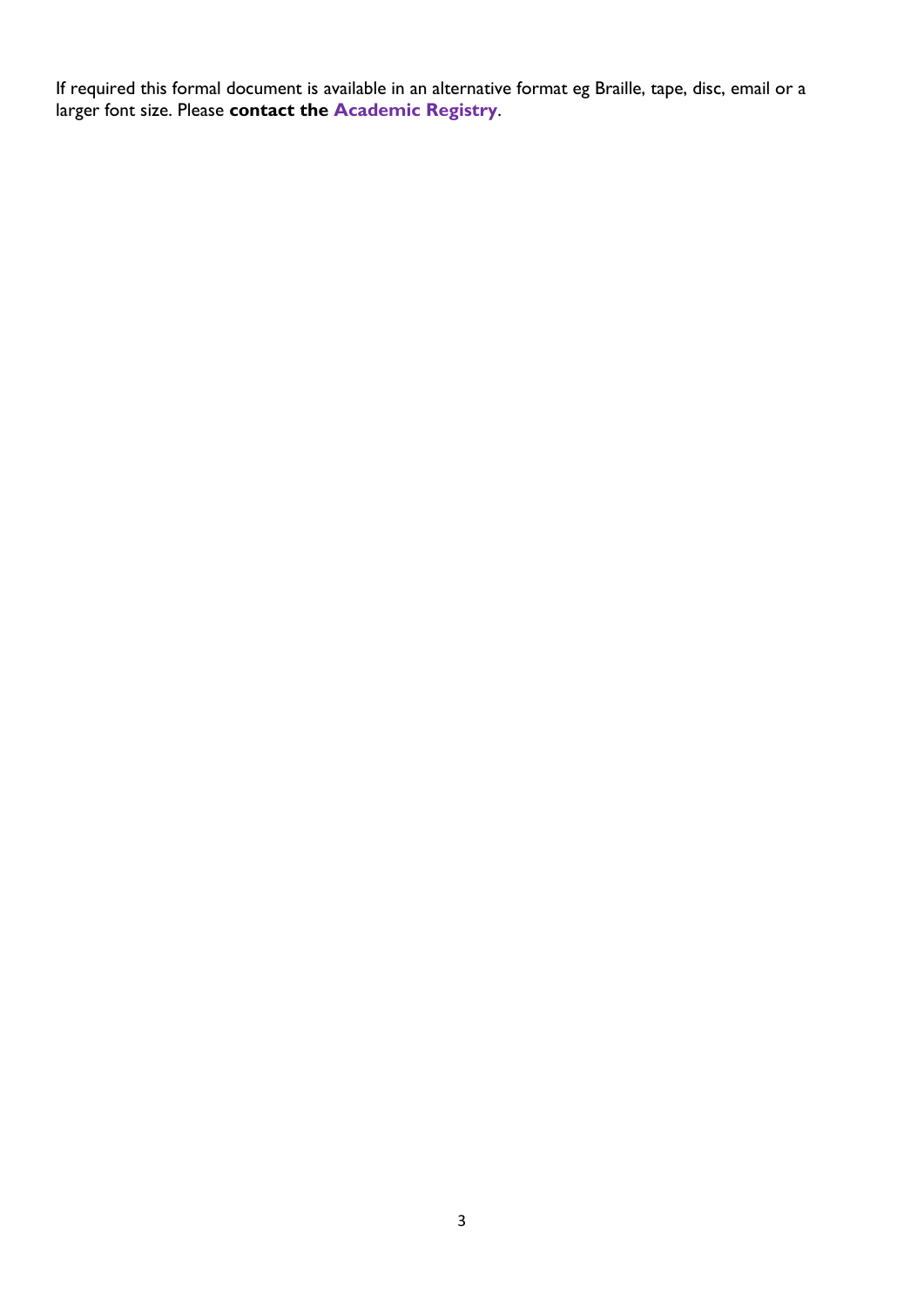If required this formal document is available in an alternative format eg Braille, tape, disc, email or a larger font size. Please **contact the Academic Registry**.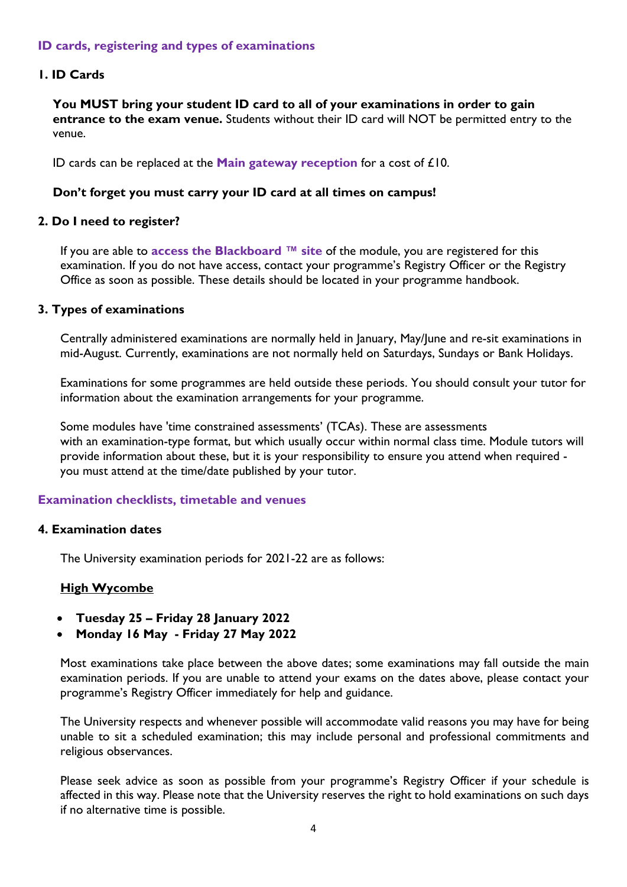## ID cards, registering and types of examinations

### 1. ID Cards

**You MUST bring your student ID card to all of your examinations in order to gain entrance to the exam venue.** Students without their ID card will NOT be permitted entry to the venue.

ID cards can be replaced at the **Main gateway reception** for a cost of £10.

**Don't forget you must carry your ID card at all times on campus!**

### 2. Do I need to register?

If you are able to **access the Blackboard ™ site** of the module, you are registered for this examination. If you do not have access, contact your programme's Registry Officer or the Registry Office as soon as possible. These details should be located in your programme handbook.

### 3. Types of examinations

Centrally administered examinations are normally held in January, May/June and re-sit examinations in mid-August. Currently, examinations are not normally held on Saturdays, Sundays or Bank Holidays.

Examinations for some programmes are held outside these periods. You should consult your tutor for information about the examination arrangements for your programme.

Some modules have 'time constrained assessments' (TCAs). These are assessments with an examination-type format, but which usually occur within normal class time. Module tutors will provide information about these, but it is your responsibility to ensure you attend when required - you must attend at the time/date published by your tutor.

## Examination checklists, timetable and venues

### 4. Examination dates

The University examination periods for 2021-22 are as follows:

**High Wycombe**

- **Tuesday 25 – Friday 28 January 2022**
- **Monday 16 May - Friday 27 May 2022**

Most examinations take place between the above dates; some examinations may fall outside the main examination periods. If you are unable to attend your exams on the dates above, please contact your programme's Registry Officer immediately for help and guidance.

The University respects and whenever possible will accommodate valid reasons you may have for being unable to sit a scheduled examination; this may include personal and professional commitments and religious observances.

Please seek advice as soon as possible from your programme's Registry Officer if your schedule is affected in this way. Please note that the University reserves the right to hold examinations on such days if no alternative time is possible.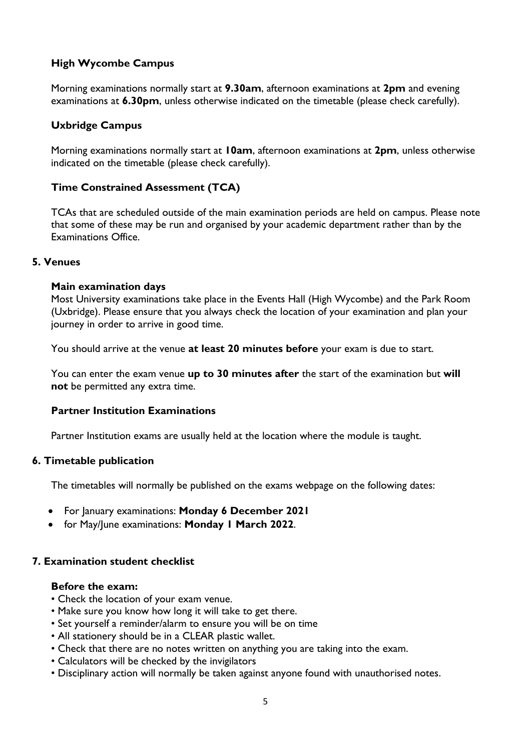### High Wycombe Campus

Morning examinations normally start at **9.30am**, afternoon examinations at **2pm** and evening examinations at **6.30pm**, unless otherwise indicated on the timetable (please check carefully).

### Uxbridge Campus

Morning examinations normally start at **10am**, afternoon examinations at **2pm**, unless otherwise indicated on the timetable (please check carefully).

### Time Constrained Assessment (TCA)

TCAs that are scheduled outside of the main examination periods are held on campus. Please note that some of these may be run and organised by your academic department rather than by the Examinations Office.

## 5. Venues

### Main examination days

Most University examinations take place in the Events Hall (High Wycombe) and the Park Room (Uxbridge). Please ensure that you always check the location of your examination and plan your journey in order to arrive in good time.

You should arrive at the venue **at least 20 minutes before** your exam is due to start.

You can enter the exam venue **up to 30 minutes after** the start of the examination but **will not** be permitted any extra time.

### Partner Institution Examinations

Partner Institution exams are usually held at the location where the module is taught.

## 6. Timetable publication

The timetables will normally be published on the exams webpage on the following dates:

- For January examinations: **Monday 6 December 2021**
- for May/June examinations: **Monday 1 March 2022**.

## 7. Examination student checklist

### Before the exam:

- Check the location of your exam venue.
- Make sure you know how long it will take to get there.
- Set yourself a reminder/alarm to ensure you will be on time
- All stationery should be in a CLEAR plastic wallet.
- Check that there are no notes written on anything you are taking into the exam.
- Calculators will be checked by the invigilators
- Disciplinary action will normally be taken against anyone found with unauthorised notes.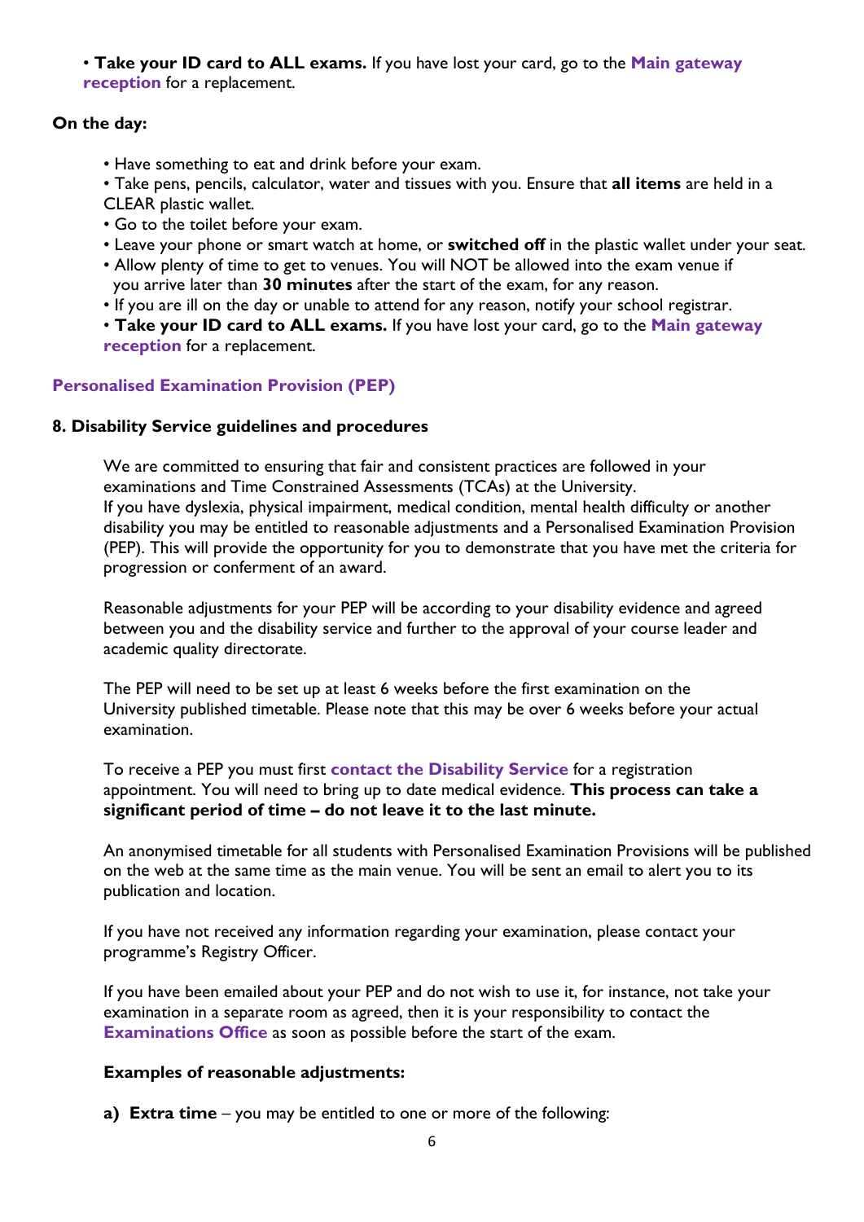- **Take your ID card to ALL exams.** If you have lost your card, go to the **Main gateway reception** for a replacement.

**On the day:**

- Have something to eat and drink before your exam.
- Take pens, pencils, calculator, water and tissues with you. Ensure that **all items** are held in a CLEAR plastic wallet.
- Go to the toilet before your exam.
- Leave your phone or smart watch at home, or **switched off** in the plastic wallet under your seat.
- Allow plenty of time to get to venues. You will NOT be allowed into the exam venue if you arrive later than **30 minutes** after the start of the exam, for any reason.
- If you are ill on the day or unable to attend for any reason, notify your school registrar.
- **Take your ID card to ALL exams.** If you have lost your card, go to the **Main gateway reception** for a replacement.

## Personalised Examination Provision (PEP)

### 8. Disability Service guidelines and procedures

We are committed to ensuring that fair and consistent practices are followed in your examinations and Time Constrained Assessments (TCAs) at the University.
If you have dyslexia, physical impairment, medical condition, mental health difficulty or another disability you may be entitled to reasonable adjustments and a Personalised Examination Provision (PEP). This will provide the opportunity for you to demonstrate that you have met the criteria for progression or conferment of an award.

Reasonable adjustments for your PEP will be according to your disability evidence and agreed between you and the disability service and further to the approval of your course leader and academic quality directorate.

The PEP will need to be set up at least 6 weeks before the first examination on the University published timetable. Please note that this may be over 6 weeks before your actual examination.

To receive a PEP you must first **contact the Disability Service** for a registration appointment. You will need to bring up to date medical evidence. **This process can take a significant period of time – do not leave it to the last minute.**

An anonymised timetable for all students with Personalised Examination Provisions will be published on the web at the same time as the main venue. You will be sent an email to alert you to its publication and location.

If you have not received any information regarding your examination, please contact your programme's Registry Officer.

If you have been emailed about your PEP and do not wish to use it, for instance, not take your examination in a separate room as agreed, then it is your responsibility to contact the **Examinations Office** as soon as possible before the start of the exam.

**Examples of reasonable adjustments:**

**a) Extra time** – you may be entitled to one or more of the following: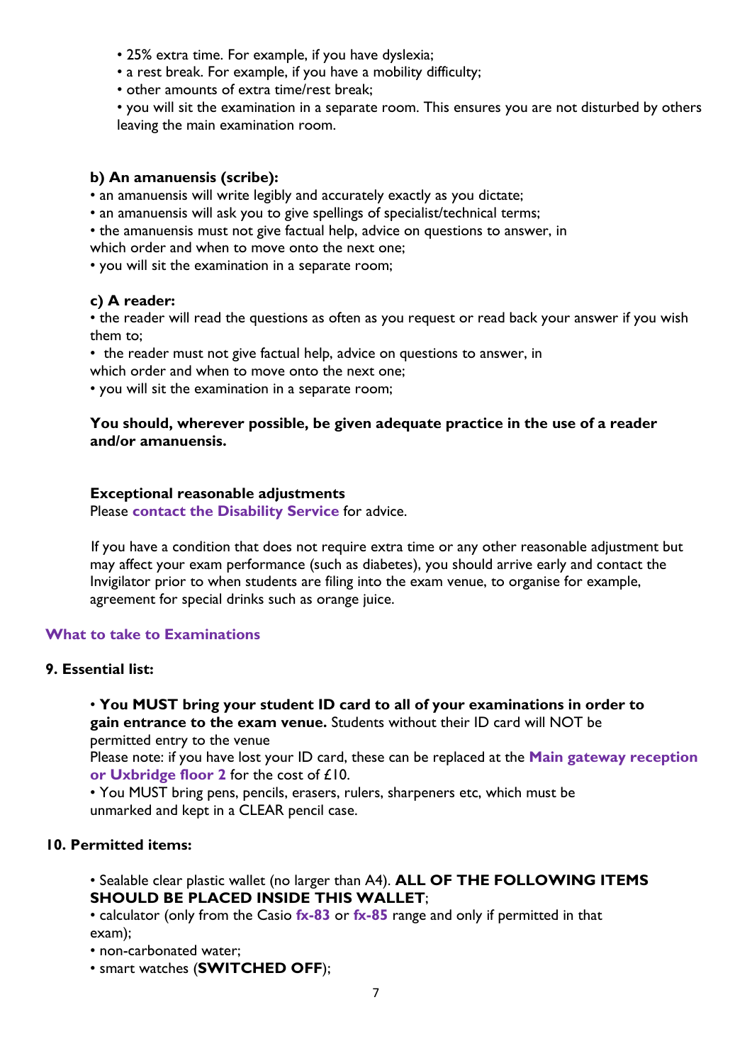- 25% extra time. For example, if you have dyslexia;
- a rest break. For example, if you have a mobility difficulty;
- other amounts of extra time/rest break;
- you will sit the examination in a separate room. This ensures you are not disturbed by others leaving the main examination room.

**b) An amanuensis (scribe):**

- an amanuensis will write legibly and accurately exactly as you dictate;
- an amanuensis will ask you to give spellings of specialist/technical terms;
- the amanuensis must not give factual help, advice on questions to answer, in which order and when to move onto the next one;
- you will sit the examination in a separate room;

**c) A reader:**

- the reader will read the questions as often as you request or read back your answer if you wish them to;
- the reader must not give factual help, advice on questions to answer, in which order and when to move onto the next one;
- you will sit the examination in a separate room;

**You should, wherever possible, be given adequate practice in the use of a reader and/or amanuensis.**

**Exceptional reasonable adjustments**
Please **contact the Disability Service** for advice.

If you have a condition that does not require extra time or any other reasonable adjustment but may affect your exam performance (such as diabetes), you should arrive early and contact the Invigilator prior to when students are filing into the exam venue, to organise for example, agreement for special drinks such as orange juice.

## What to take to Examinations

### 9. Essential list:

- **You MUST bring your student ID card to all of your examinations in order to gain entrance to the exam venue.** Students without their ID card will NOT be permitted entry to the venue
  Please note: if you have lost your ID card, these can be replaced at the **Main gateway reception or Uxbridge floor 2** for the cost of £10.
- You MUST bring pens, pencils, erasers, rulers, sharpeners etc, which must be unmarked and kept in a CLEAR pencil case.

### 10. Permitted items:

- Sealable clear plastic wallet (no larger than A4). **ALL OF THE FOLLOWING ITEMS SHOULD BE PLACED INSIDE THIS WALLET**;
- calculator (only from the Casio **fx-83** or **fx-85** range and only if permitted in that exam);
- non-carbonated water;
- smart watches (**SWITCHED OFF**);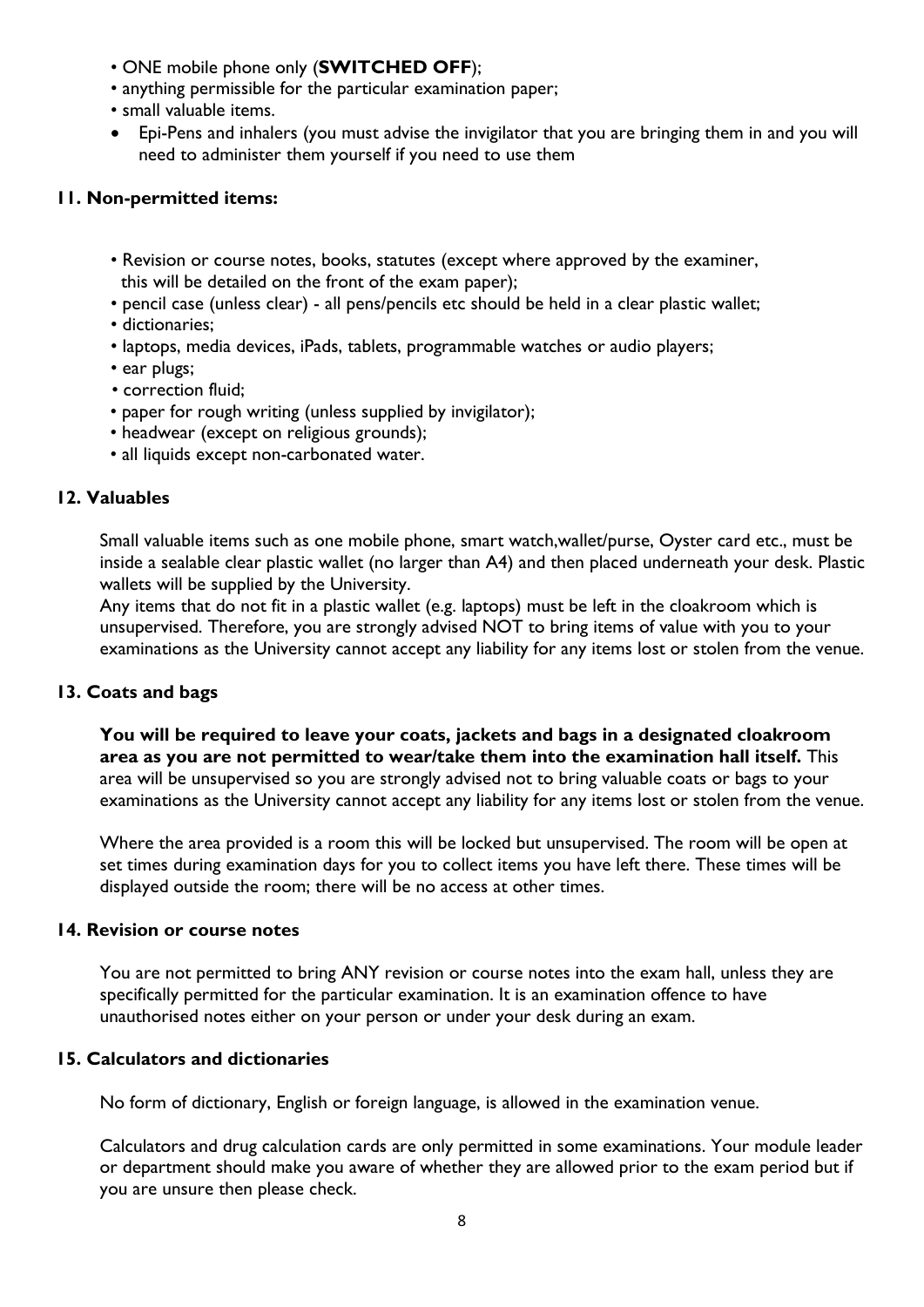- ONE mobile phone only (**SWITCHED OFF**);
- anything permissible for the particular examination paper;
- small valuable items.
- Epi-Pens and inhalers (you must advise the invigilator that you are bringing them in and you will need to administer them yourself if you need to use them

### 11. Non-permitted items:

- Revision or course notes, books, statutes (except where approved by the examiner, this will be detailed on the front of the exam paper);
- pencil case (unless clear) - all pens/pencils etc should be held in a clear plastic wallet;
- dictionaries;
- laptops, media devices, iPads, tablets, programmable watches or audio players;
- ear plugs;
- correction fluid;
- paper for rough writing (unless supplied by invigilator);
- headwear (except on religious grounds);
- all liquids except non-carbonated water.

### 12. Valuables

Small valuable items such as one mobile phone, smart watch,wallet/purse, Oyster card etc., must be inside a sealable clear plastic wallet (no larger than A4) and then placed underneath your desk. Plastic wallets will be supplied by the University.

Any items that do not fit in a plastic wallet (e.g. laptops) must be left in the cloakroom which is unsupervised. Therefore, you are strongly advised NOT to bring items of value with you to your examinations as the University cannot accept any liability for any items lost or stolen from the venue.

### 13. Coats and bags

**You will be required to leave your coats, jackets and bags in a designated cloakroom area as you are not permitted to wear/take them into the examination hall itself.** This area will be unsupervised so you are strongly advised not to bring valuable coats or bags to your examinations as the University cannot accept any liability for any items lost or stolen from the venue.

Where the area provided is a room this will be locked but unsupervised. The room will be open at set times during examination days for you to collect items you have left there. These times will be displayed outside the room; there will be no access at other times.

### 14. Revision or course notes

You are not permitted to bring ANY revision or course notes into the exam hall, unless they are specifically permitted for the particular examination. It is an examination offence to have unauthorised notes either on your person or under your desk during an exam.

### 15. Calculators and dictionaries

No form of dictionary, English or foreign language, is allowed in the examination venue.

Calculators and drug calculation cards are only permitted in some examinations. Your module leader or department should make you aware of whether they are allowed prior to the exam period but if you are unsure then please check.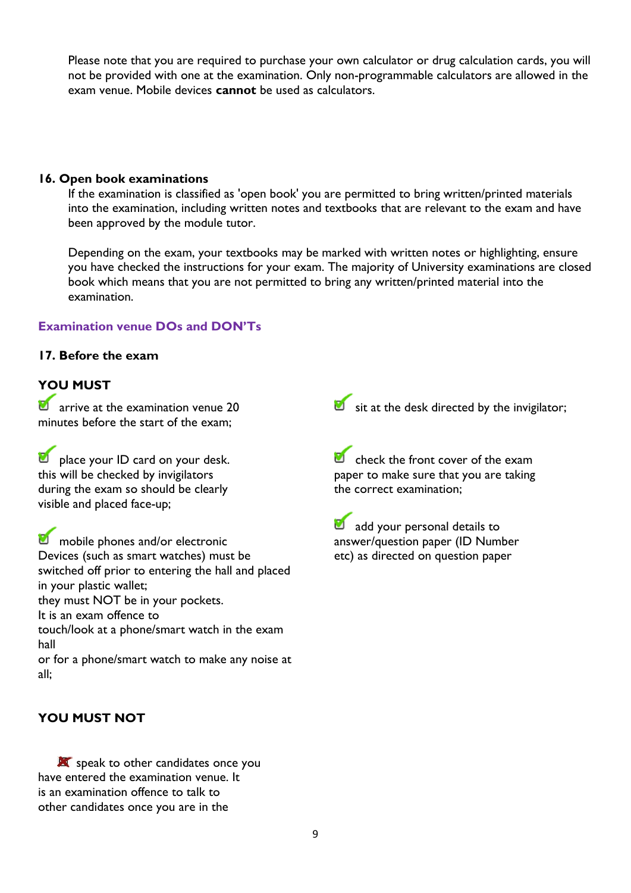Please note that you are required to purchase your own calculator or drug calculation cards, you will not be provided with one at the examination. Only non-programmable calculators are allowed in the exam venue. Mobile devices **cannot** be used as calculators.

### 16. Open book examinations

If the examination is classified as 'open book' you are permitted to bring written/printed materials into the examination, including written notes and textbooks that are relevant to the exam and have been approved by the module tutor.

Depending on the exam, your textbooks may be marked with written notes or highlighting, ensure you have checked the instructions for your exam. The majority of University examinations are closed book which means that you are not permitted to bring any written/printed material into the examination.

## Examination venue DOs and DON'Ts

### 17. Before the exam

#### YOU MUST

- ✔ arrive at the examination venue 20 minutes before the start of the exam;
- ✔ place your ID card on your desk. this will be checked by invigilators during the exam so should be clearly visible and placed face-up;
- ✔ mobile phones and/or electronic Devices (such as smart watches) must be switched off prior to entering the hall and placed in your plastic wallet; they must NOT be in your pockets. It is an exam offence to touch/look at a phone/smart watch in the exam hall or for a phone/smart watch to make any noise at all;
- ✔ sit at the desk directed by the invigilator;
- ✔ check the front cover of the exam paper to make sure that you are taking the correct examination;
- ✔ add your personal details to answer/question paper (ID Number etc) as directed on question paper

#### YOU MUST NOT

- ✘ speak to other candidates once you have entered the examination venue. It is an examination offence to talk to other candidates once you are in the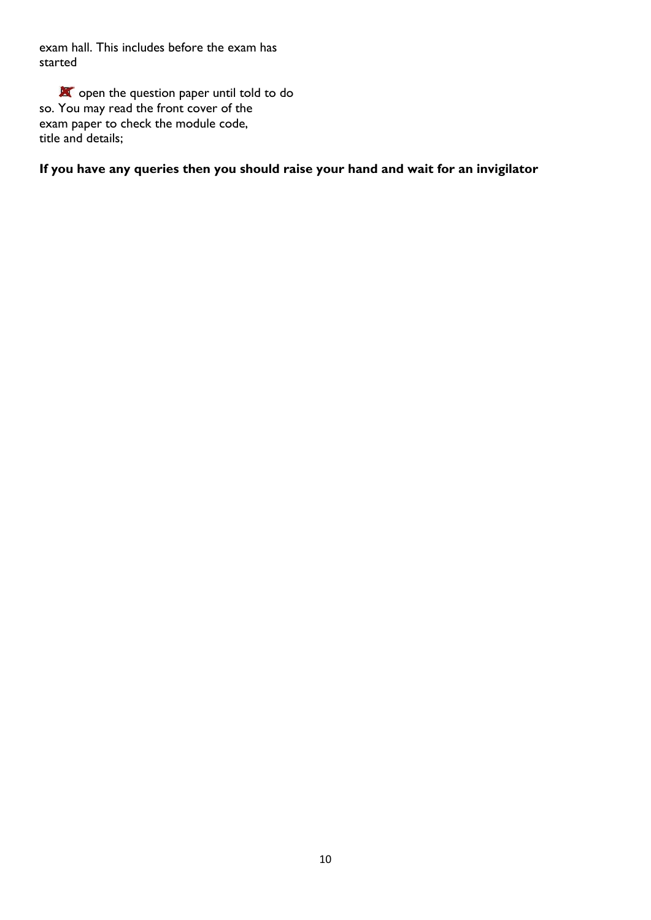exam hall. This includes before the exam has started

- ❌ open the question paper until told to do so. You may read the front cover of the exam paper to check the module code, title and details;

**If you have any queries then you should raise your hand and wait for an invigilator**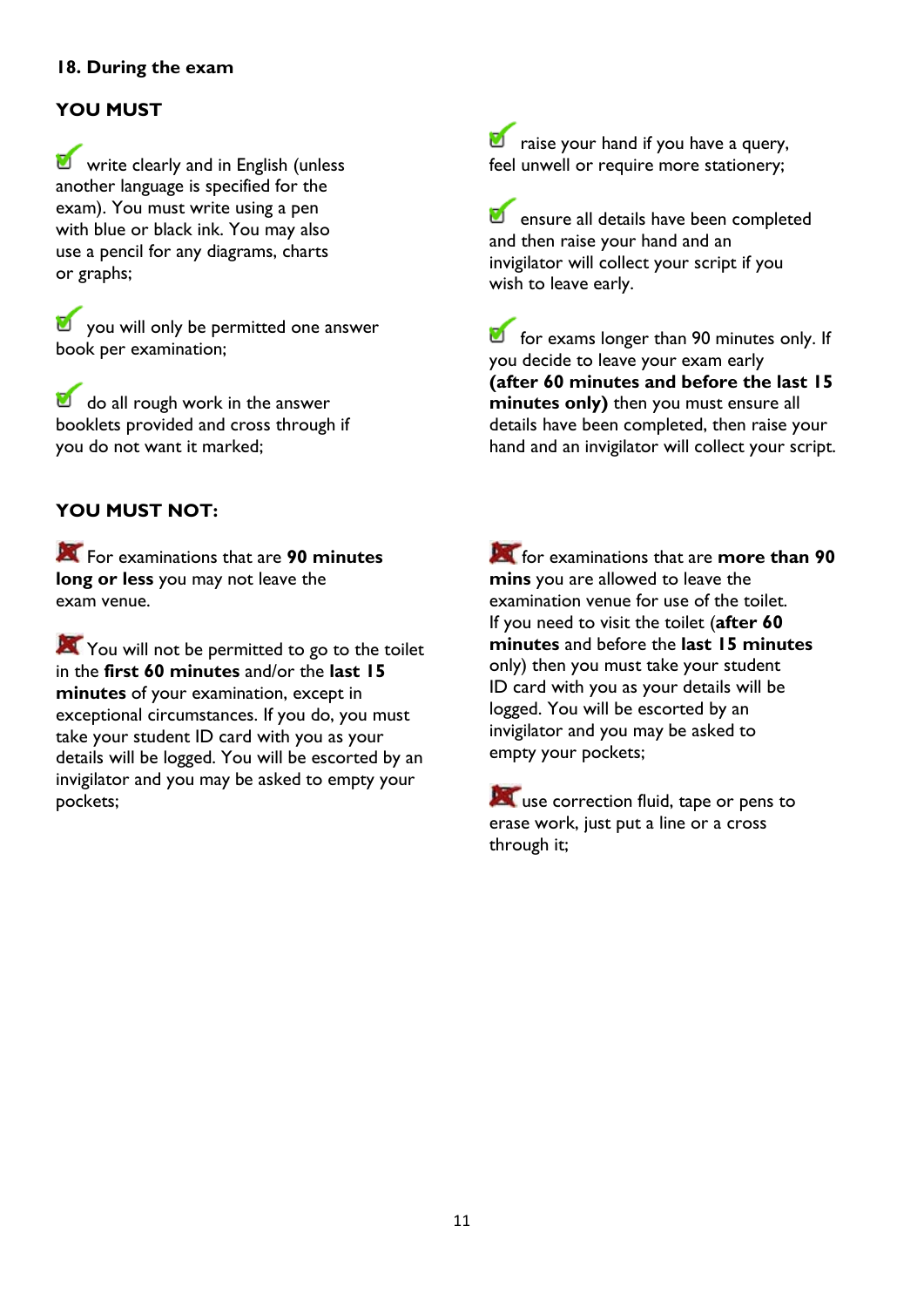### 18. During the exam

#### YOU MUST

- write clearly and in English (unless another language is specified for the exam). You must write using a pen with blue or black ink. You may also use a pencil for any diagrams, charts or graphs;
- you will only be permitted one answer book per examination;
- do all rough work in the answer booklets provided and cross through if you do not want it marked;
- raise your hand if you have a query, feel unwell or require more stationery;
- ensure all details have been completed and then raise your hand and an invigilator will collect your script if you wish to leave early.
- for exams longer than 90 minutes only. If you decide to leave your exam early **(after 60 minutes and before the last 15 minutes only)** then you must ensure all details have been completed, then raise your hand and an invigilator will collect your script.

#### YOU MUST NOT:

- For examinations that are **90 minutes long or less** you may not leave the exam venue.
- You will not be permitted to go to the toilet in the **first 60 minutes** and/or the **last 15 minutes** of your examination, except in exceptional circumstances. If you do, you must take your student ID card with you as your details will be logged. You will be escorted by an invigilator and you may be asked to empty your pockets;
- for examinations that are **more than 90 mins** you are allowed to leave the examination venue for use of the toilet. If you need to visit the toilet (**after 60 minutes** and before the **last 15 minutes** only) then you must take your student ID card with you as your details will be logged. You will be escorted by an invigilator and you may be asked to empty your pockets;
- use correction fluid, tape or pens to erase work, just put a line or a cross through it;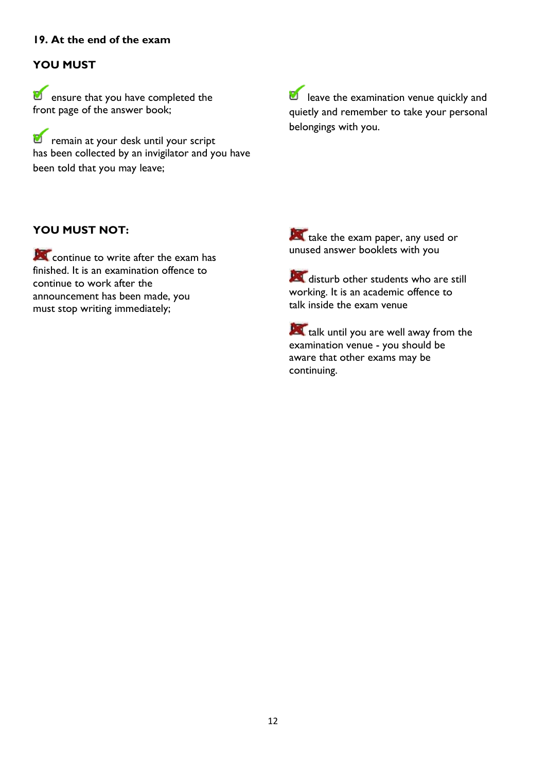### 19. At the end of the exam

**YOU MUST**

- ensure that you have completed the front page of the answer book;
- remain at your desk until your script has been collected by an invigilator and you have been told that you may leave;
- leave the examination venue quickly and quietly and remember to take your personal belongings with you.

**YOU MUST NOT:**

- continue to write after the exam has finished. It is an examination offence to continue to work after the announcement has been made, you must stop writing immediately;
- take the exam paper, any used or unused answer booklets with you
- disturb other students who are still working. It is an academic offence to talk inside the exam venue
- talk until you are well away from the examination venue - you should be aware that other exams may be continuing.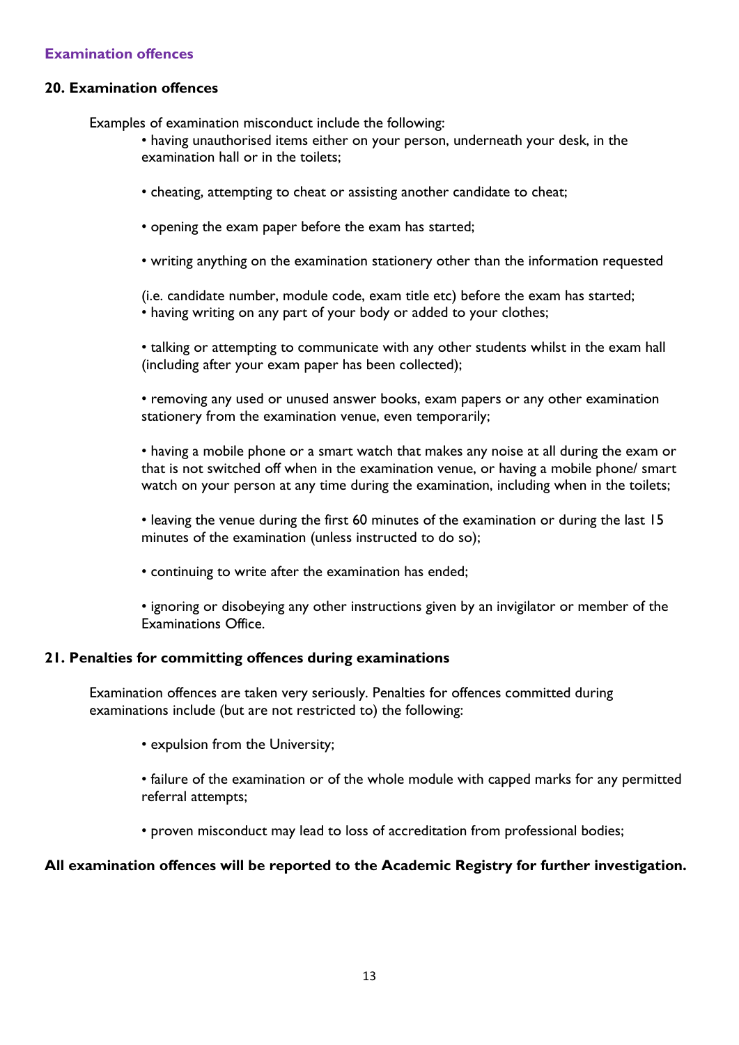## Examination offences

### 20. Examination offences

Examples of examination misconduct include the following:

- having unauthorised items either on your person, underneath your desk, in the examination hall or in the toilets;
- cheating, attempting to cheat or assisting another candidate to cheat;
- opening the exam paper before the exam has started;
- writing anything on the examination stationery other than the information requested (i.e. candidate number, module code, exam title etc) before the exam has started;
- having writing on any part of your body or added to your clothes;
- talking or attempting to communicate with any other students whilst in the exam hall (including after your exam paper has been collected);
- removing any used or unused answer books, exam papers or any other examination stationery from the examination venue, even temporarily;
- having a mobile phone or a smart watch that makes any noise at all during the exam or that is not switched off when in the examination venue, or having a mobile phone/ smart watch on your person at any time during the examination, including when in the toilets;
- leaving the venue during the first 60 minutes of the examination or during the last 15 minutes of the examination (unless instructed to do so);
- continuing to write after the examination has ended;
- ignoring or disobeying any other instructions given by an invigilator or member of the Examinations Office.

### 21. Penalties for committing offences during examinations

Examination offences are taken very seriously. Penalties for offences committed during examinations include (but are not restricted to) the following:

- expulsion from the University;
- failure of the examination or of the whole module with capped marks for any permitted referral attempts;
- proven misconduct may lead to loss of accreditation from professional bodies;

**All examination offences will be reported to the Academic Registry for further investigation.**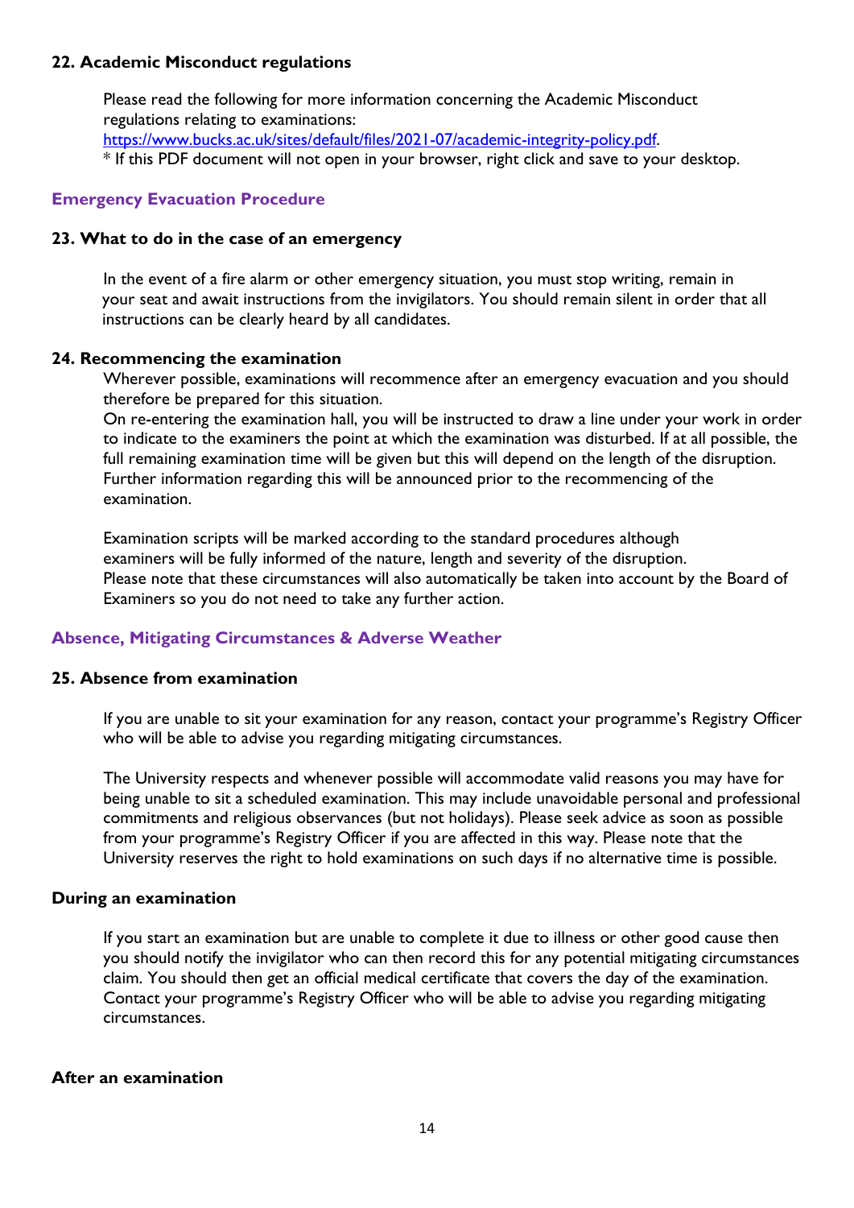### 22. Academic Misconduct regulations

Please read the following for more information concerning the Academic Misconduct regulations relating to examinations: [https://www.bucks.ac.uk/sites/default/files/2021-07/academic-integrity-policy.pdf](https://www.bucks.ac.uk/sites/default/files/2021-07/academic-integrity-policy.pdf).
* If this PDF document will not open in your browser, right click and save to your desktop.

## Emergency Evacuation Procedure

### 23. What to do in the case of an emergency

In the event of a fire alarm or other emergency situation, you must stop writing, remain in your seat and await instructions from the invigilators. You should remain silent in order that all instructions can be clearly heard by all candidates.

### 24. Recommencing the examination

Wherever possible, examinations will recommence after an emergency evacuation and you should therefore be prepared for this situation.
On re-entering the examination hall, you will be instructed to draw a line under your work in order to indicate to the examiners the point at which the examination was disturbed. If at all possible, the full remaining examination time will be given but this will depend on the length of the disruption. Further information regarding this will be announced prior to the recommencing of the examination.

Examination scripts will be marked according to the standard procedures although examiners will be fully informed of the nature, length and severity of the disruption.
Please note that these circumstances will also automatically be taken into account by the Board of Examiners so you do not need to take any further action.

## Absence, Mitigating Circumstances & Adverse Weather

### 25. Absence from examination

If you are unable to sit your examination for any reason, contact your programme's Registry Officer who will be able to advise you regarding mitigating circumstances.

The University respects and whenever possible will accommodate valid reasons you may have for being unable to sit a scheduled examination. This may include unavoidable personal and professional commitments and religious observances (but not holidays). Please seek advice as soon as possible from your programme's Registry Officer if you are affected in this way. Please note that the University reserves the right to hold examinations on such days if no alternative time is possible.

### During an examination

If you start an examination but are unable to complete it due to illness or other good cause then you should notify the invigilator who can then record this for any potential mitigating circumstances claim. You should then get an official medical certificate that covers the day of the examination. Contact your programme's Registry Officer who will be able to advise you regarding mitigating circumstances.

### After an examination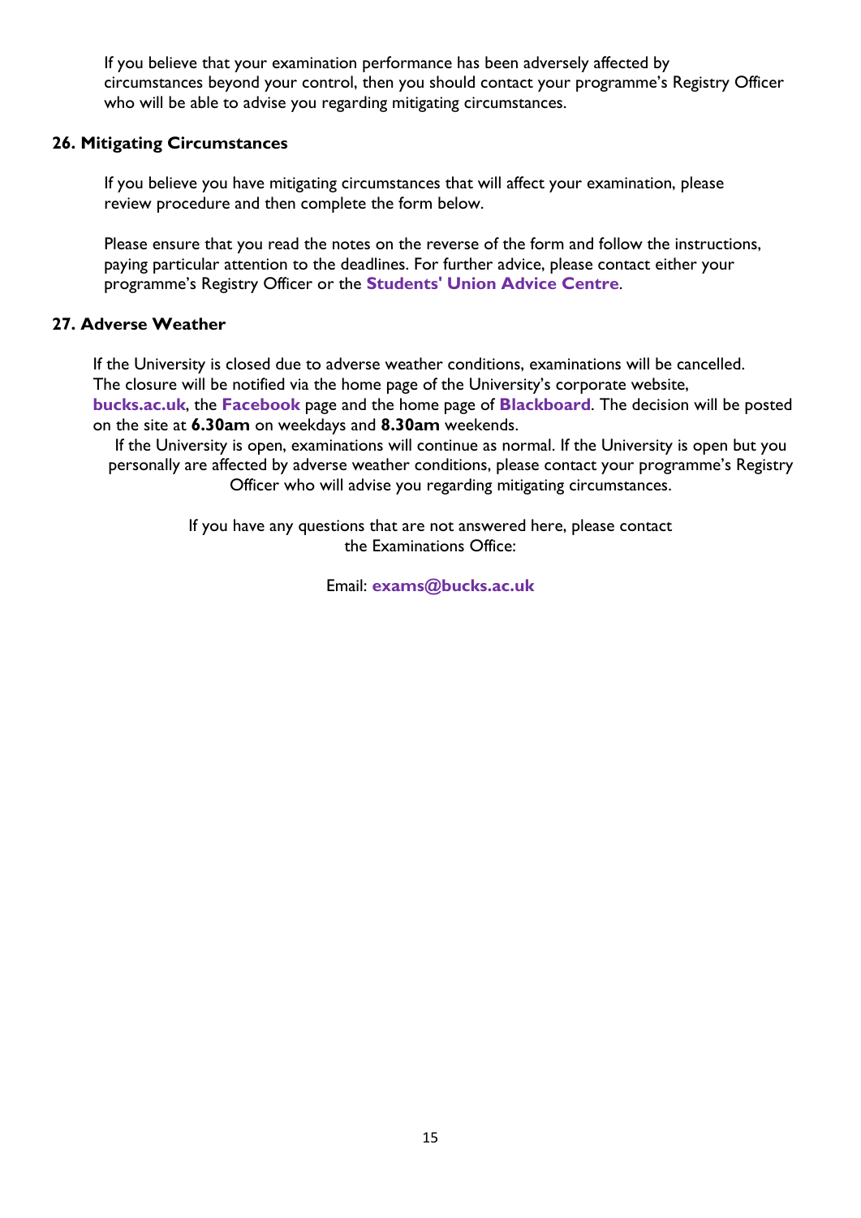If you believe that your examination performance has been adversely affected by circumstances beyond your control, then you should contact your programme's Registry Officer who will be able to advise you regarding mitigating circumstances.

## 26. Mitigating Circumstances

If you believe you have mitigating circumstances that will affect your examination, please review procedure and then complete the form below.

Please ensure that you read the notes on the reverse of the form and follow the instructions, paying particular attention to the deadlines. For further advice, please contact either your programme's Registry Officer or the **Students' Union Advice Centre**.

## 27. Adverse Weather

If the University is closed due to adverse weather conditions, examinations will be cancelled. The closure will be notified via the home page of the University's corporate website, **bucks.ac.uk**, the **Facebook** page and the home page of **Blackboard**. The decision will be posted on the site at **6.30am** on weekdays and **8.30am** weekends.

If the University is open, examinations will continue as normal. If the University is open but you personally are affected by adverse weather conditions, please contact your programme's Registry Officer who will advise you regarding mitigating circumstances.

If you have any questions that are not answered here, please contact the Examinations Office:

Email: **exams@bucks.ac.uk**